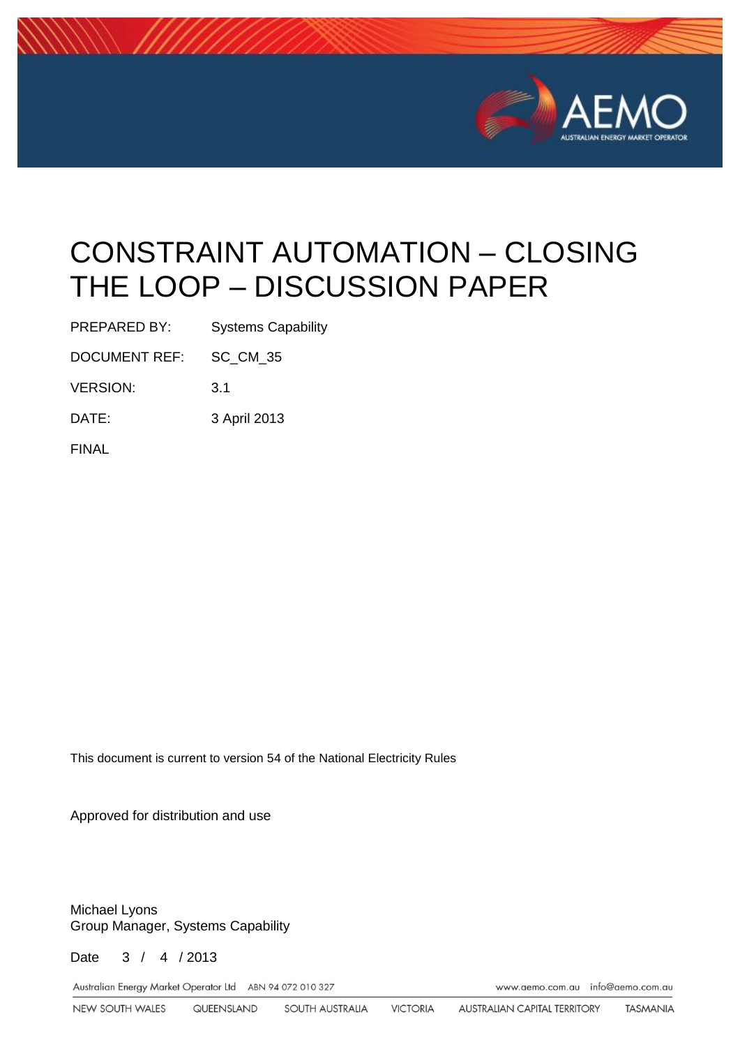# CONSTRAINT AUTOMATION – CLOSING THE LOOP – DISCUSSION PAPER

| | |
|---|---|
| PREPARED BY: | Systems Capability |
| DOCUMENT REF: | SC_CM_35 |
| VERSION: | 3.1 |
| DATE: | 3 April 2013 |

FINAL

This document is current to version 54 of the National Electricity Rules

Approved for distribution and use

Michael Lyons
Group Manager, Systems Capability

Date 3 / 4 / 2013

Australian Energy Market Operator Ltd ABN 94 072 010 327 www.aemo.com.au info@aemo.com.au

NEW SOUTH WALES QUEENSLAND SOUTH AUSTRALIA VICTORIA AUSTRALIAN CAPITAL TERRITORY TASMANIA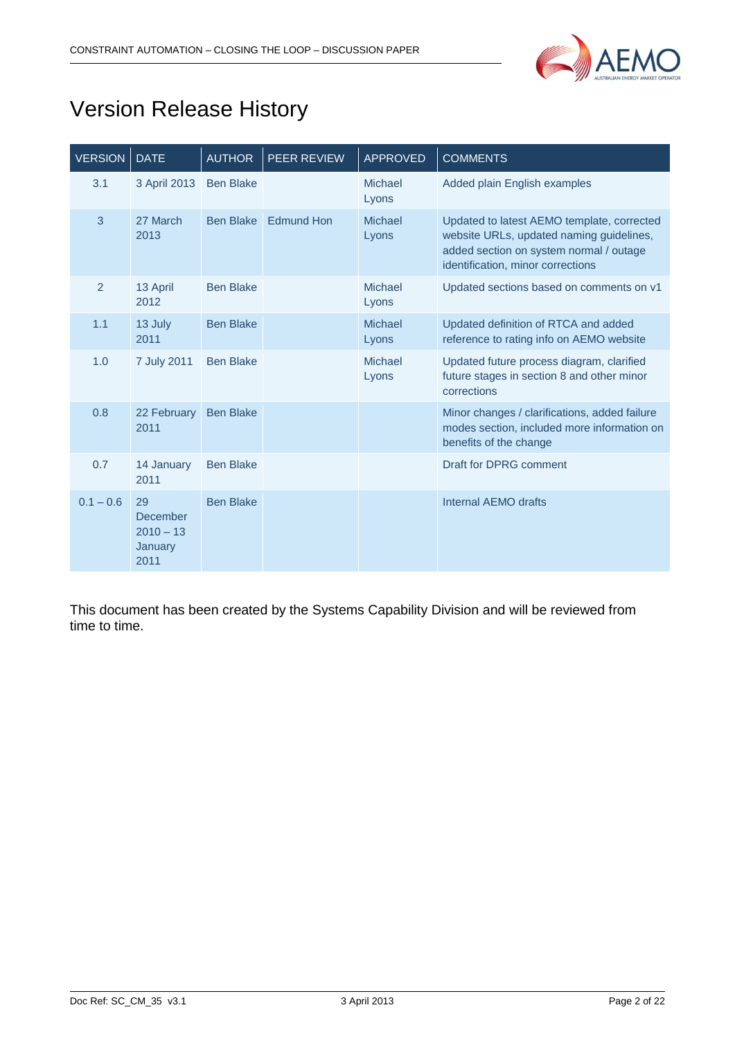# Version Release History

| VERSION | DATE | AUTHOR | PEER REVIEW | APPROVED | COMMENTS |
|---|---|---|---|---|---|
| 3.1 | 3 April 2013 | Ben Blake | | Michael Lyons | Added plain English examples |
| 3 | 27 March 2013 | Ben Blake | Edmund Hon | Michael Lyons | Updated to latest AEMO template, corrected website URLs, updated naming guidelines, added section on system normal / outage identification, minor corrections |
| 2 | 13 April 2012 | Ben Blake | | Michael Lyons | Updated sections based on comments on v1 |
| 1.1 | 13 July 2011 | Ben Blake | | Michael Lyons | Updated definition of RTCA and added reference to rating info on AEMO website |
| 1.0 | 7 July 2011 | Ben Blake | | Michael Lyons | Updated future process diagram, clarified future stages in section 8 and other minor corrections |
| 0.8 | 22 February 2011 | Ben Blake | | | Minor changes / clarifications, added failure modes section, included more information on benefits of the change |
| 0.7 | 14 January 2011 | Ben Blake | | | Draft for DPRG comment |
| 0.1 – 0.6 | 29 December 2010 – 13 January 2011 | Ben Blake | | | Internal AEMO drafts |

This document has been created by the Systems Capability Division and will be reviewed from time to time.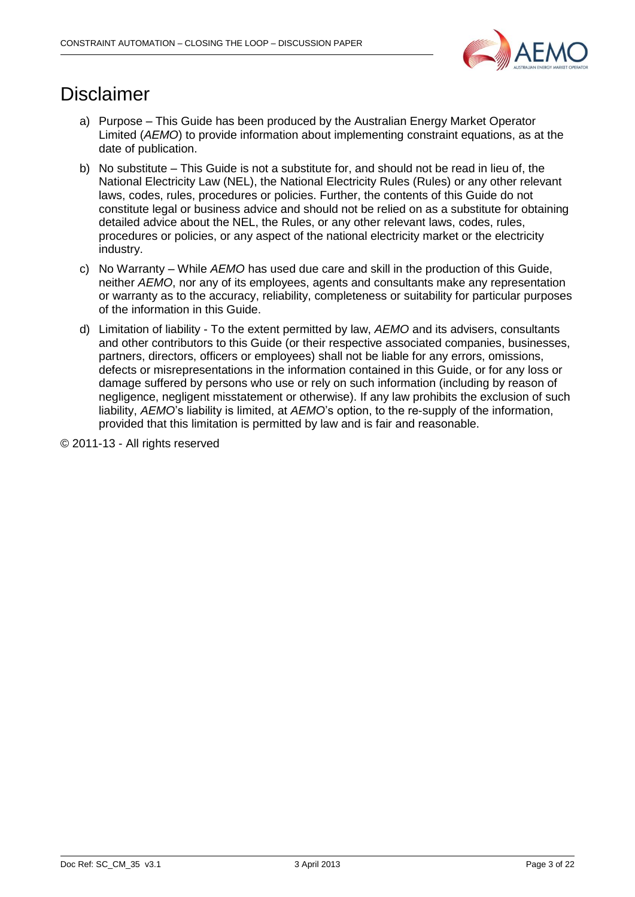# Disclaimer

a) Purpose – This Guide has been produced by the Australian Energy Market Operator Limited (*AEMO*) to provide information about implementing constraint equations, as at the date of publication.

b) No substitute – This Guide is not a substitute for, and should not be read in lieu of, the National Electricity Law (NEL), the National Electricity Rules (Rules) or any other relevant laws, codes, rules, procedures or policies. Further, the contents of this Guide do not constitute legal or business advice and should not be relied on as a substitute for obtaining detailed advice about the NEL, the Rules, or any other relevant laws, codes, rules, procedures or policies, or any aspect of the national electricity market or the electricity industry.

c) No Warranty – While *AEMO* has used due care and skill in the production of this Guide, neither *AEMO*, nor any of its employees, agents and consultants make any representation or warranty as to the accuracy, reliability, completeness or suitability for particular purposes of the information in this Guide.

d) Limitation of liability - To the extent permitted by law, *AEMO* and its advisers, consultants and other contributors to this Guide (or their respective associated companies, businesses, partners, directors, officers or employees) shall not be liable for any errors, omissions, defects or misrepresentations in the information contained in this Guide, or for any loss or damage suffered by persons who use or rely on such information (including by reason of negligence, negligent misstatement or otherwise). If any law prohibits the exclusion of such liability, *AEMO*'s liability is limited, at *AEMO*'s option, to the re-supply of the information, provided that this limitation is permitted by law and is fair and reasonable.

© 2011-13 - All rights reserved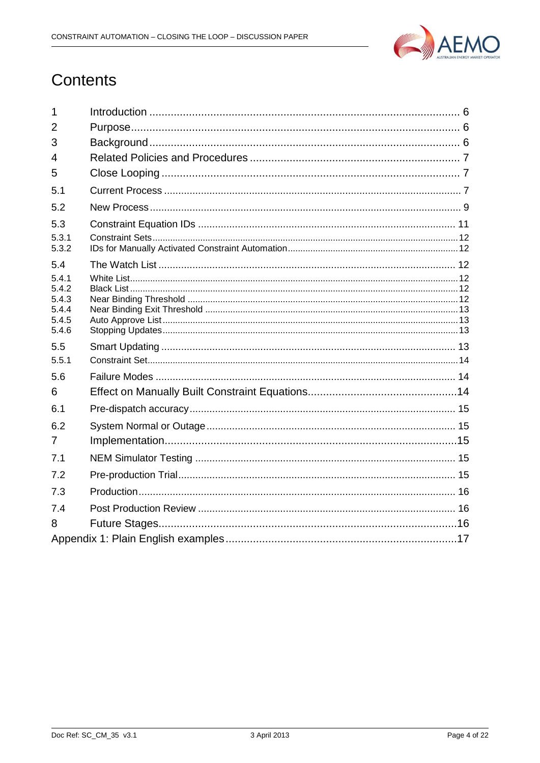# Contents

| | | |
|---|---|---|
| 1 | Introduction | 6 |
| 2 | Purpose | 6 |
| 3 | Background | 6 |
| 4 | Related Policies and Procedures | 7 |
| 5 | Close Looping | 7 |
| 5.1 | Current Process | 7 |
| 5.2 | New Process | 9 |
| 5.3 | Constraint Equation IDs | 11 |
| 5.3.1 | Constraint Sets | 12 |
| 5.3.2 | IDs for Manually Activated Constraint Automation | 12 |
| 5.4 | The Watch List | 12 |
| 5.4.1 | White List | 12 |
| 5.4.2 | Black List | 12 |
| 5.4.3 | Near Binding Threshold | 12 |
| 5.4.4 | Near Binding Exit Threshold | 13 |
| 5.4.5 | Auto Approve List | 13 |
| 5.4.6 | Stopping Updates | 13 |
| 5.5 | Smart Updating | 13 |
| 5.5.1 | Constraint Set | 14 |
| 5.6 | Failure Modes | 14 |
| 6 | Effect on Manually Built Constraint Equations | 14 |
| 6.1 | Pre-dispatch accuracy | 15 |
| 6.2 | System Normal or Outage | 15 |
| 7 | Implementation | 15 |
| 7.1 | NEM Simulator Testing | 15 |
| 7.2 | Pre-production Trial | 15 |
| 7.3 | Production | 16 |
| 7.4 | Post Production Review | 16 |
| 8 | Future Stages | 16 |
| Appendix 1: Plain English examples | | 17 |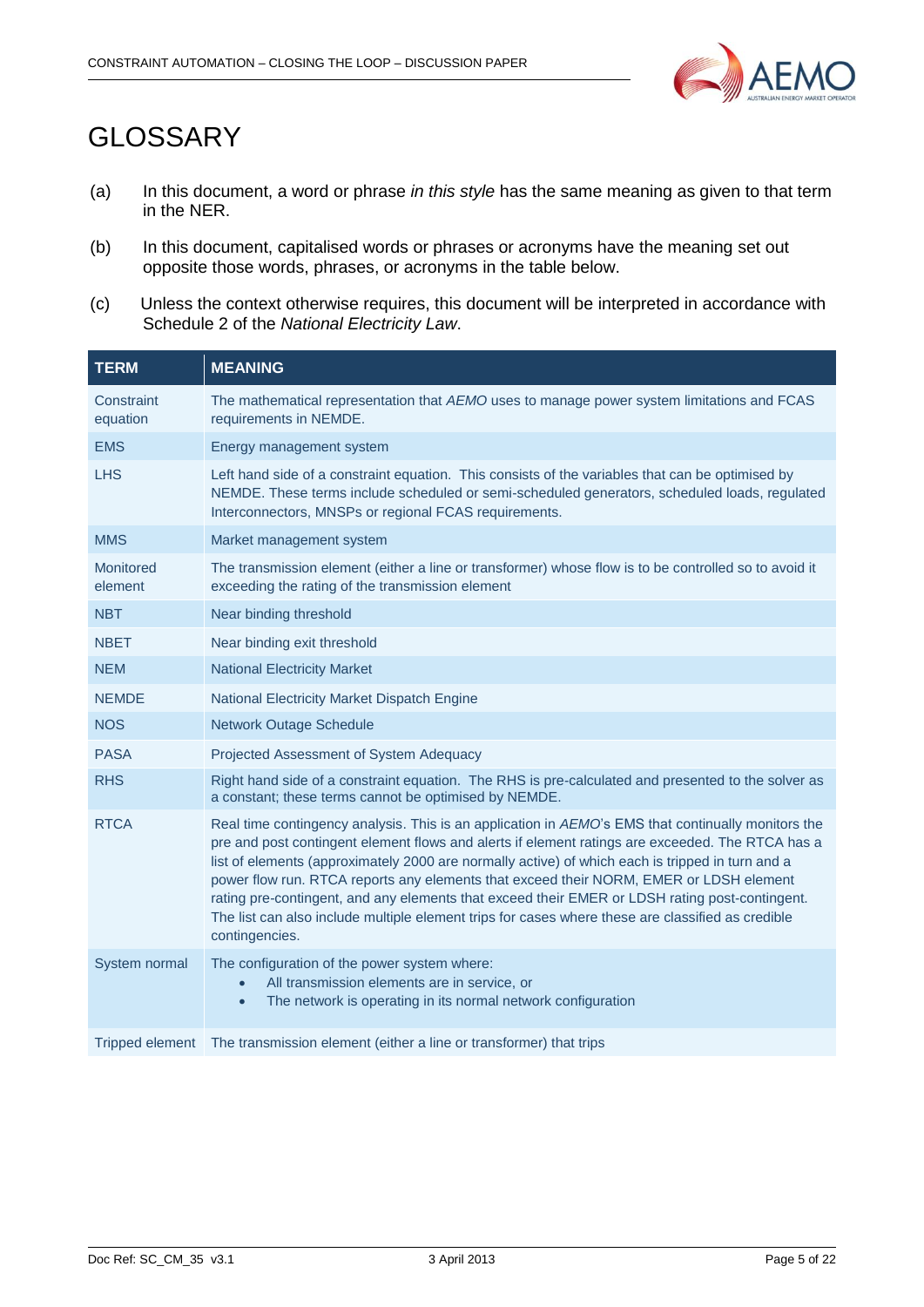# GLOSSARY

(a) In this document, a word or phrase *in this style* has the same meaning as given to that term in the NER.

(b) In this document, capitalised words or phrases or acronyms have the meaning set out opposite those words, phrases, or acronyms in the table below.

(c) Unless the context otherwise requires, this document will be interpreted in accordance with Schedule 2 of the *National Electricity Law*.

| TERM | MEANING |
|---|---|
| Constraint equation | The mathematical representation that *AEMO* uses to manage power system limitations and FCAS requirements in NEMDE. |
| EMS | Energy management system |
| LHS | Left hand side of a constraint equation. This consists of the variables that can be optimised by NEMDE. These terms include scheduled or semi-scheduled generators, scheduled loads, regulated Interconnectors, MNSPs or regional FCAS requirements. |
| MMS | Market management system |
| Monitored element | The transmission element (either a line or transformer) whose flow is to be controlled so to avoid it exceeding the rating of the transmission element |
| NBT | Near binding threshold |
| NBET | Near binding exit threshold |
| NEM | National Electricity Market |
| NEMDE | National Electricity Market Dispatch Engine |
| NOS | Network Outage Schedule |
| PASA | Projected Assessment of System Adequacy |
| RHS | Right hand side of a constraint equation. The RHS is pre-calculated and presented to the solver as a constant; these terms cannot be optimised by NEMDE. |
| RTCA | Real time contingency analysis. This is an application in *AEMO*'s EMS that continually monitors the pre and post contingent element flows and alerts if element ratings are exceeded. The RTCA has a list of elements (approximately 2000 are normally active) of which each is tripped in turn and a power flow run. RTCA reports any elements that exceed their NORM, EMER or LDSH element rating pre-contingent, and any elements that exceed their EMER or LDSH rating post-contingent. The list can also include multiple element trips for cases where these are classified as credible contingencies. |
| System normal | The configuration of the power system where:<br>• All transmission elements are in service, or<br>• The network is operating in its normal network configuration |
| Tripped element | The transmission element (either a line or transformer) that trips |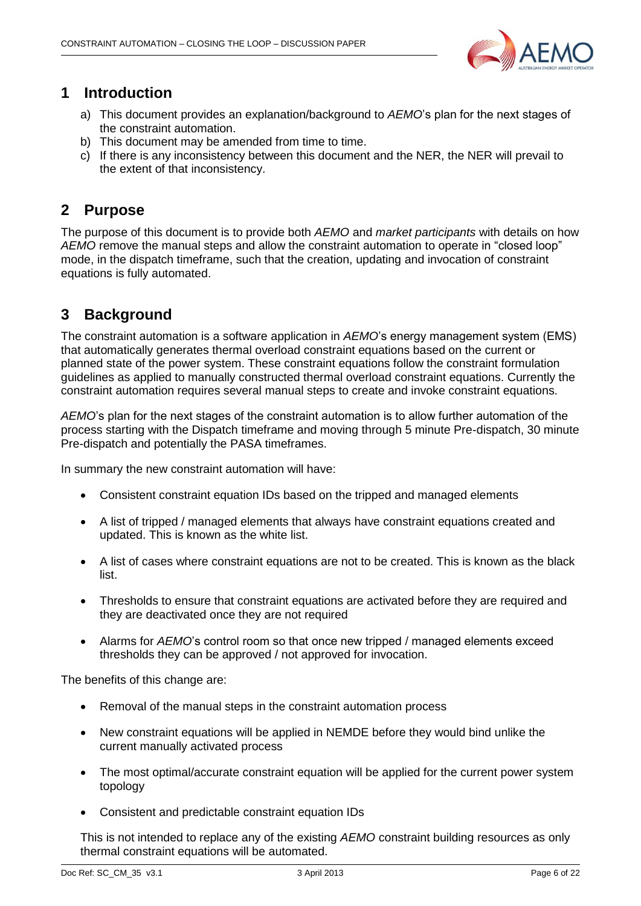# 1 Introduction

a) This document provides an explanation/background to *AEMO*'s plan for the next stages of the constraint automation.
b) This document may be amended from time to time.
c) If there is any inconsistency between this document and the NER, the NER will prevail to the extent of that inconsistency.

# 2 Purpose

The purpose of this document is to provide both *AEMO* and *market participants* with details on how *AEMO* remove the manual steps and allow the constraint automation to operate in "closed loop" mode, in the dispatch timeframe, such that the creation, updating and invocation of constraint equations is fully automated.

# 3 Background

The constraint automation is a software application in *AEMO*'s energy management system (EMS) that automatically generates thermal overload constraint equations based on the current or planned state of the power system. These constraint equations follow the constraint formulation guidelines as applied to manually constructed thermal overload constraint equations. Currently the constraint automation requires several manual steps to create and invoke constraint equations.

*AEMO*'s plan for the next stages of the constraint automation is to allow further automation of the process starting with the Dispatch timeframe and moving through 5 minute Pre-dispatch, 30 minute Pre-dispatch and potentially the PASA timeframes.

In summary the new constraint automation will have:

- Consistent constraint equation IDs based on the tripped and managed elements
- A list of tripped / managed elements that always have constraint equations created and updated. This is known as the white list.
- A list of cases where constraint equations are not to be created. This is known as the black list.
- Thresholds to ensure that constraint equations are activated before they are required and they are deactivated once they are not required
- Alarms for *AEMO*'s control room so that once new tripped / managed elements exceed thresholds they can be approved / not approved for invocation.

The benefits of this change are:

- Removal of the manual steps in the constraint automation process
- New constraint equations will be applied in NEMDE before they would bind unlike the current manually activated process
- The most optimal/accurate constraint equation will be applied for the current power system topology
- Consistent and predictable constraint equation IDs

This is not intended to replace any of the existing *AEMO* constraint building resources as only thermal constraint equations will be automated.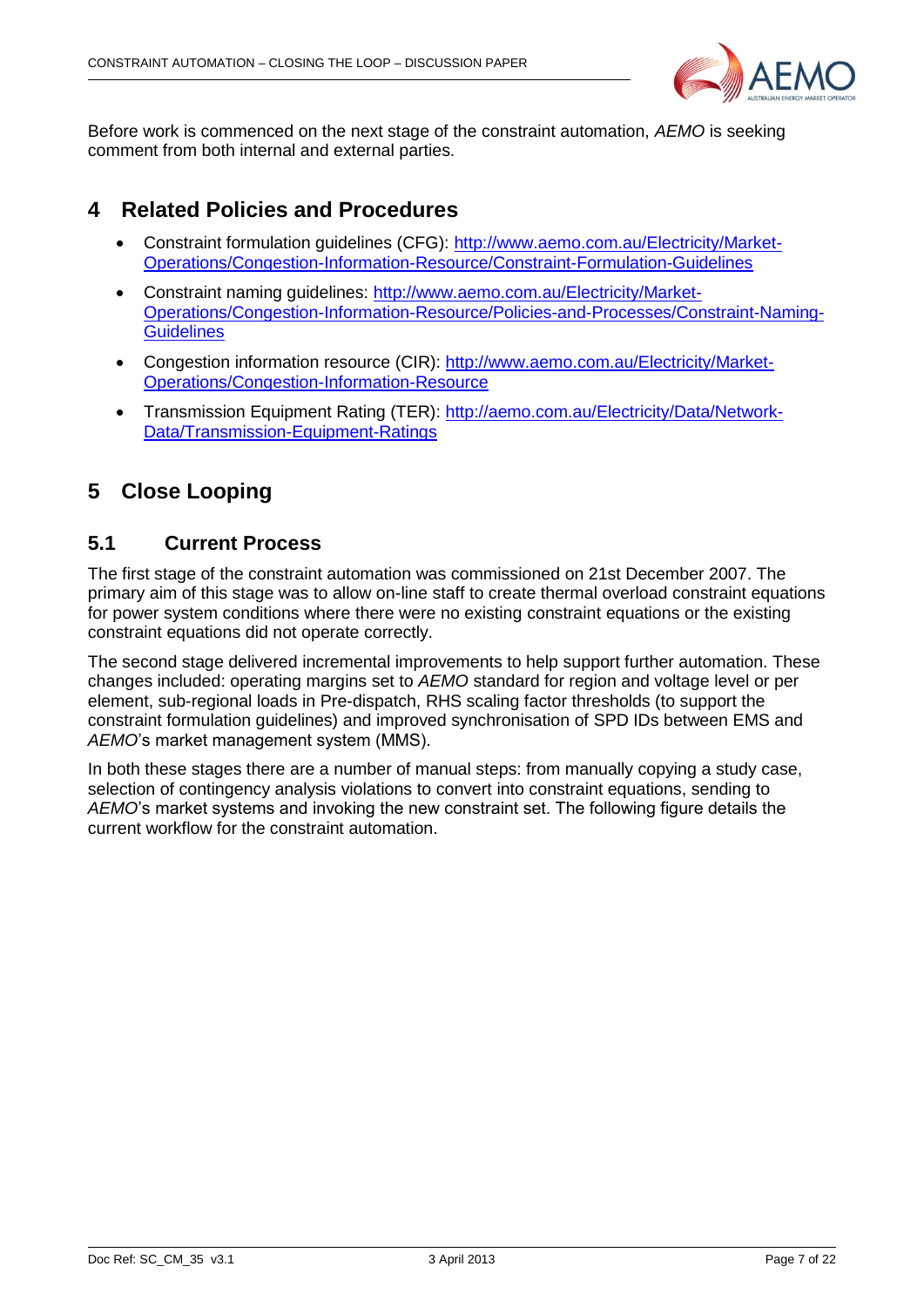Before work is commenced on the next stage of the constraint automation, *AEMO* is seeking comment from both internal and external parties.

# 4 Related Policies and Procedures

- Constraint formulation guidelines (CFG): http://www.aemo.com.au/Electricity/Market-Operations/Congestion-Information-Resource/Constraint-Formulation-Guidelines
- Constraint naming guidelines: http://www.aemo.com.au/Electricity/Market-Operations/Congestion-Information-Resource/Policies-and-Processes/Constraint-Naming-Guidelines
- Congestion information resource (CIR): http://www.aemo.com.au/Electricity/Market-Operations/Congestion-Information-Resource
- Transmission Equipment Rating (TER): http://aemo.com.au/Electricity/Data/Network-Data/Transmission-Equipment-Ratings

# 5 Close Looping

## 5.1 Current Process

The first stage of the constraint automation was commissioned on 21st December 2007. The primary aim of this stage was to allow on-line staff to create thermal overload constraint equations for power system conditions where there were no existing constraint equations or the existing constraint equations did not operate correctly.

The second stage delivered incremental improvements to help support further automation. These changes included: operating margins set to *AEMO* standard for region and voltage level or per element, sub-regional loads in Pre-dispatch, RHS scaling factor thresholds (to support the constraint formulation guidelines) and improved synchronisation of SPD IDs between EMS and *AEMO*'s market management system (MMS).

In both these stages there are a number of manual steps: from manually copying a study case, selection of contingency analysis violations to convert into constraint equations, sending to *AEMO*'s market systems and invoking the new constraint set. The following figure details the current workflow for the constraint automation.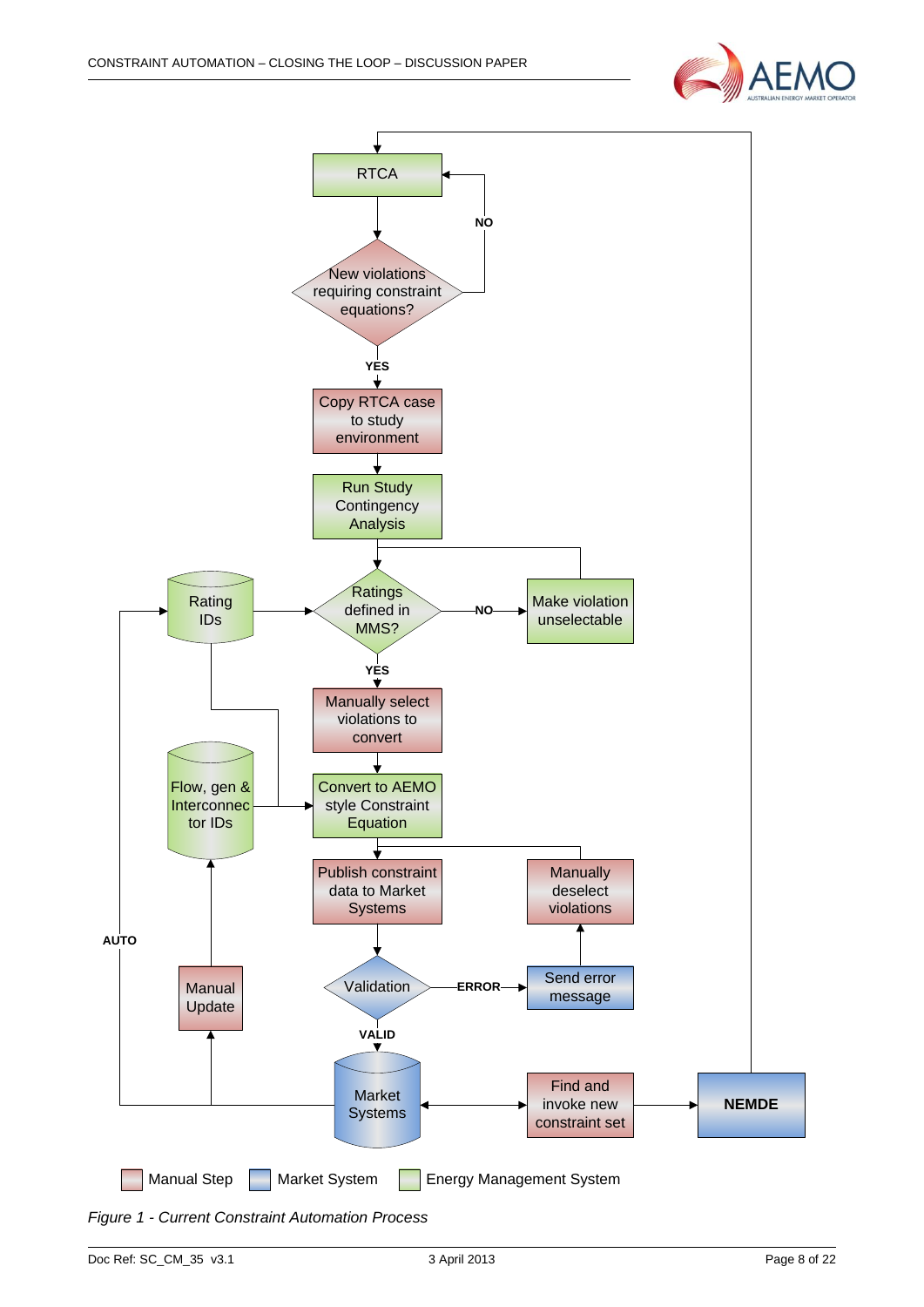RTCA

New violations requiring constraint equations?

NO

YES

Copy RTCA case to study environment

Run Study Contingency Analysis

Rating IDs

Ratings defined in MMS?

NO

Make violation unselectable

YES

Manually select violations to convert

Flow, gen & Interconnector IDs

Convert to AEMO style Constraint Equation

Publish constraint data to Market Systems

Manually deselect violations

AUTO

Manual Update

Validation

ERROR

Send error message

VALID

Market Systems

Find and invoke new constraint set

NEMDE

Manual Step | Market System | Energy Management System

*Figure 1 - Current Constraint Automation Process*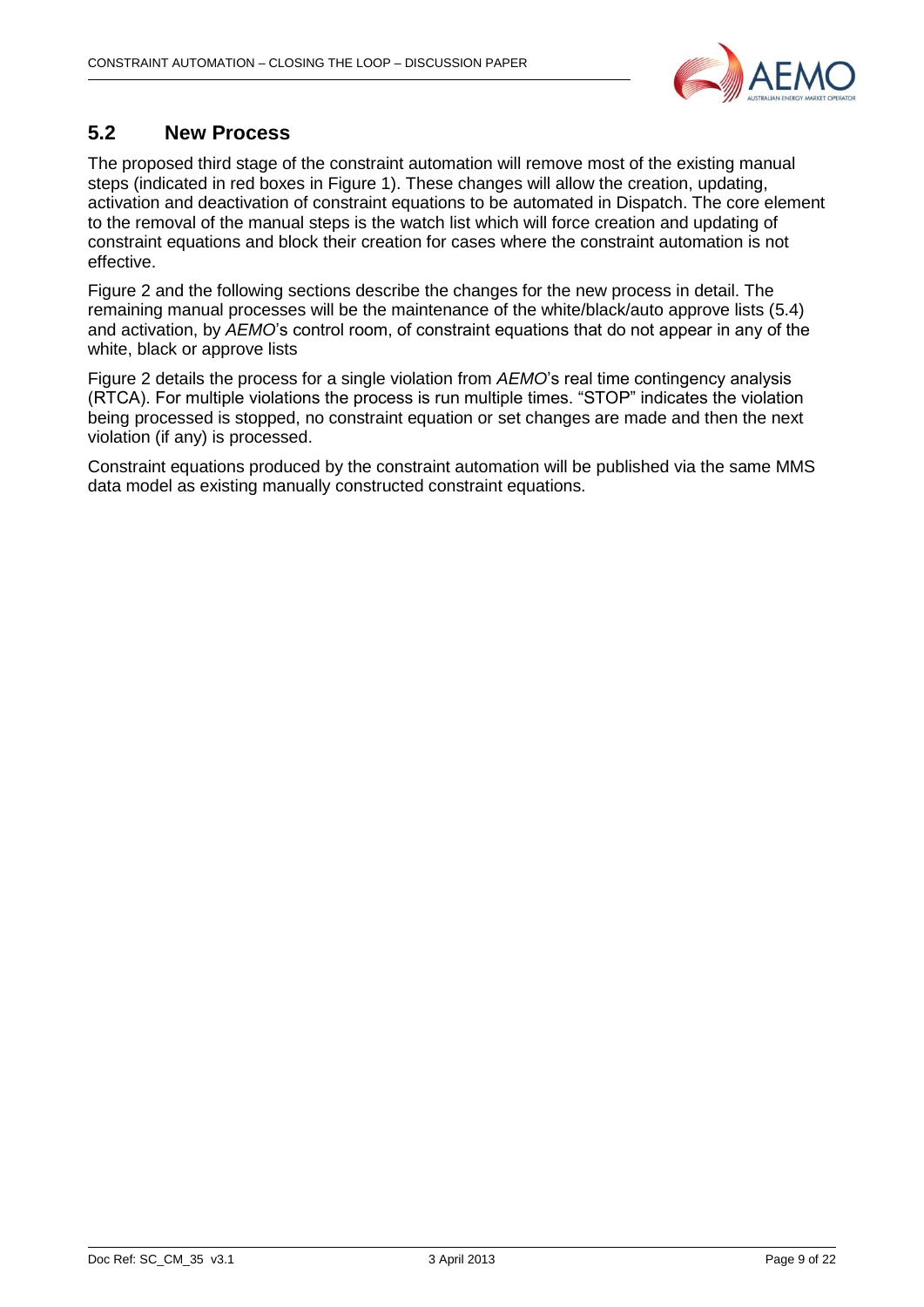## 5.2 New Process

The proposed third stage of the constraint automation will remove most of the existing manual steps (indicated in red boxes in Figure 1). These changes will allow the creation, updating, activation and deactivation of constraint equations to be automated in Dispatch. The core element to the removal of the manual steps is the watch list which will force creation and updating of constraint equations and block their creation for cases where the constraint automation is not effective.

Figure 2 and the following sections describe the changes for the new process in detail. The remaining manual processes will be the maintenance of the white/black/auto approve lists (5.4) and activation, by *AEMO*'s control room, of constraint equations that do not appear in any of the white, black or approve lists

Figure 2 details the process for a single violation from *AEMO*'s real time contingency analysis (RTCA). For multiple violations the process is run multiple times. "STOP" indicates the violation being processed is stopped, no constraint equation or set changes are made and then the next violation (if any) is processed.

Constraint equations produced by the constraint automation will be published via the same MMS data model as existing manually constructed constraint equations.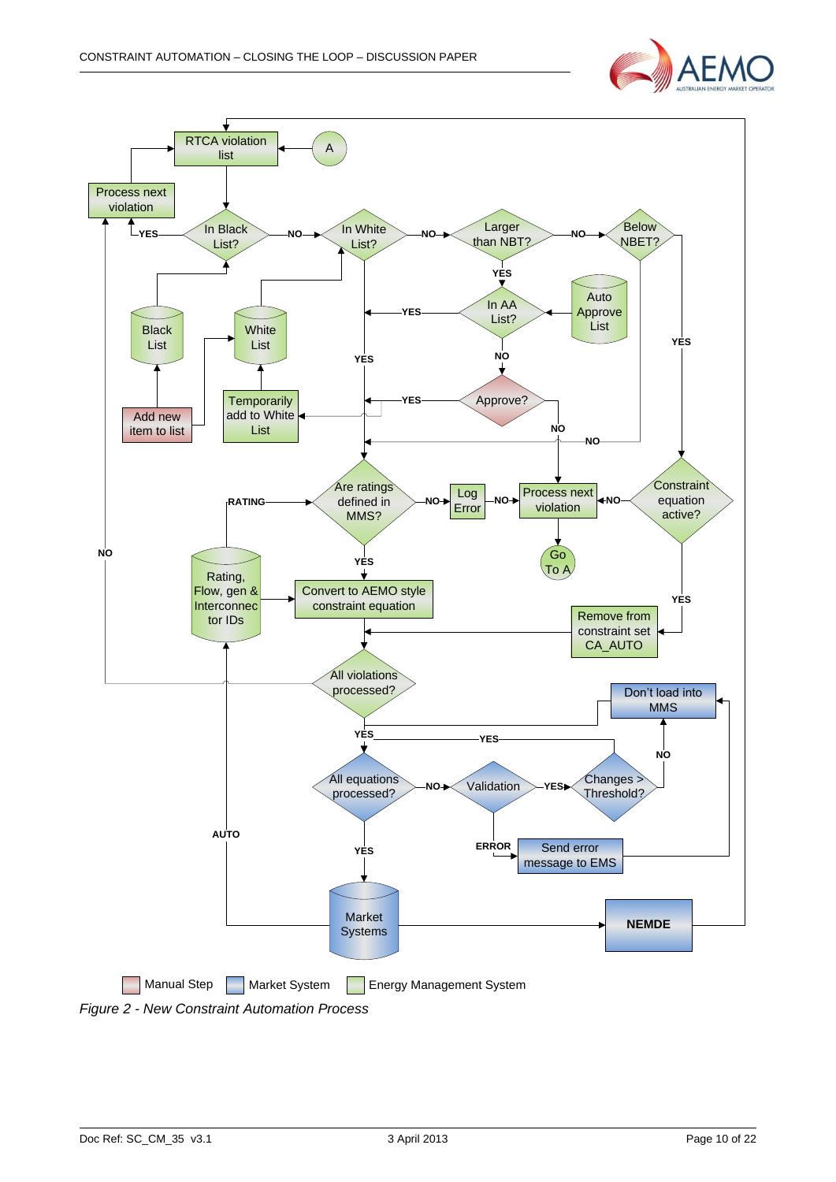Manual Step | Market System | Energy Management System

*Figure 2 - New Constraint Automation Process*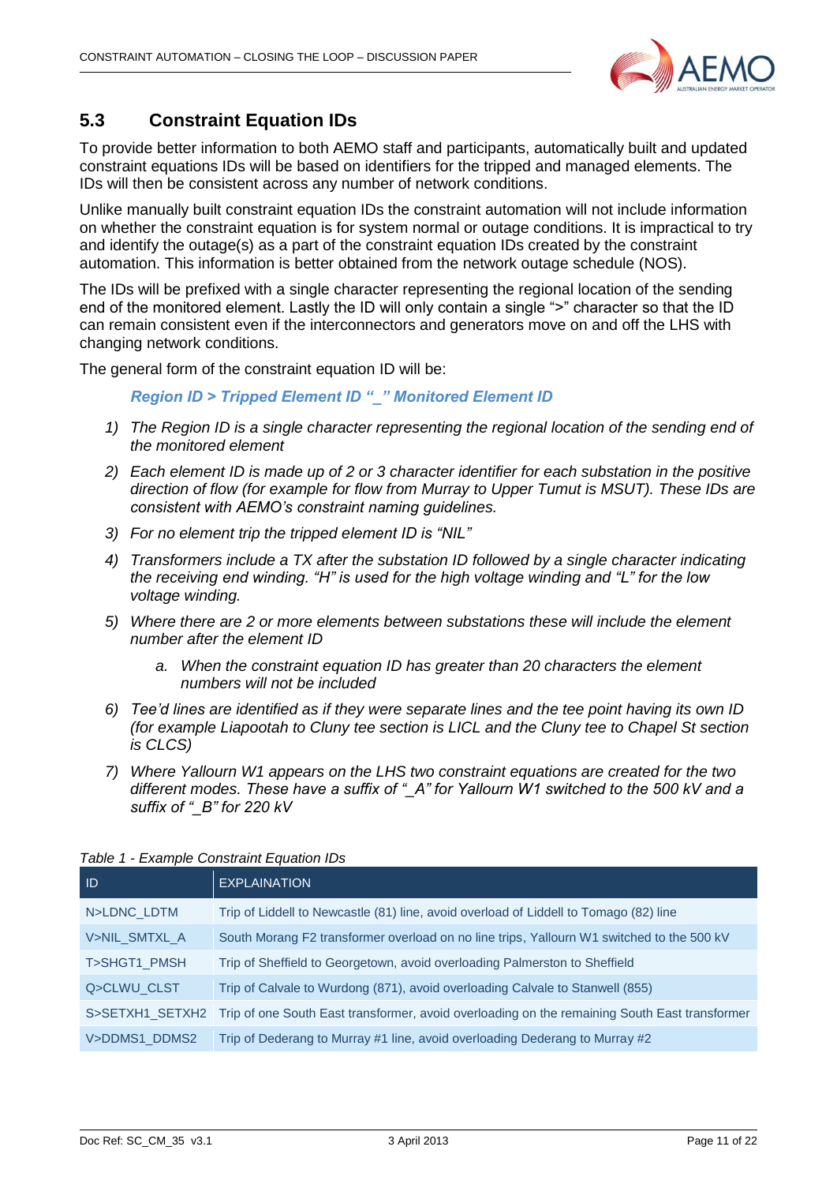## 5.3 Constraint Equation IDs

To provide better information to both AEMO staff and participants, automatically built and updated constraint equations IDs will be based on identifiers for the tripped and managed elements. The IDs will then be consistent across any number of network conditions.

Unlike manually built constraint equation IDs the constraint automation will not include information on whether the constraint equation is for system normal or outage conditions. It is impractical to try and identify the outage(s) as a part of the constraint equation IDs created by the constraint automation. This information is better obtained from the network outage schedule (NOS).

The IDs will be prefixed with a single character representing the regional location of the sending end of the monitored element. Lastly the ID will only contain a single ">" character so that the ID can remain consistent even if the interconnectors and generators move on and off the LHS with changing network conditions.

The general form of the constraint equation ID will be:

***Region ID > Tripped Element ID "_" Monitored Element ID***

1) *The Region ID is a single character representing the regional location of the sending end of the monitored element*
2) *Each element ID is made up of 2 or 3 character identifier for each substation in the positive direction of flow (for example for flow from Murray to Upper Tumut is MSUT). These IDs are consistent with AEMO's constraint naming guidelines.*
3) *For no element trip the tripped element ID is "NIL"*
4) *Transformers include a TX after the substation ID followed by a single character indicating the receiving end winding. "H" is used for the high voltage winding and "L" for the low voltage winding.*
5) *Where there are 2 or more elements between substations these will include the element number after the element ID*
    a. *When the constraint equation ID has greater than 20 characters the element numbers will not be included*
6) *Tee'd lines are identified as if they were separate lines and the tee point having its own ID (for example Liapootah to Cluny tee section is LICL and the Cluny tee to Chapel St section is CLCS)*
7) *Where Yallourn W1 appears on the LHS two constraint equations are created for the two different modes. These have a suffix of "_A" for Yallourn W1 switched to the 500 kV and a suffix of "_B" for 220 kV*

*Table 1 - Example Constraint Equation IDs*

| ID | EXPLAINATION |
|---|---|
| N>LDNC_LDTM | Trip of Liddell to Newcastle (81) line, avoid overload of Liddell to Tomago (82) line |
| V>NIL_SMTXL_A | South Morang F2 transformer overload on no line trips, Yallourn W1 switched to the 500 kV |
| T>SHGT1_PMSH | Trip of Sheffield to Georgetown, avoid overloading Palmerston to Sheffield |
| Q>CLWU_CLST | Trip of Calvale to Wurdong (871), avoid overloading Calvale to Stanwell (855) |
| S>SETXH1_SETXH2 | Trip of one South East transformer, avoid overloading on the remaining South East transformer |
| V>DDMS1_DDMS2 | Trip of Dederang to Murray #1 line, avoid overloading Dederang to Murray #2 |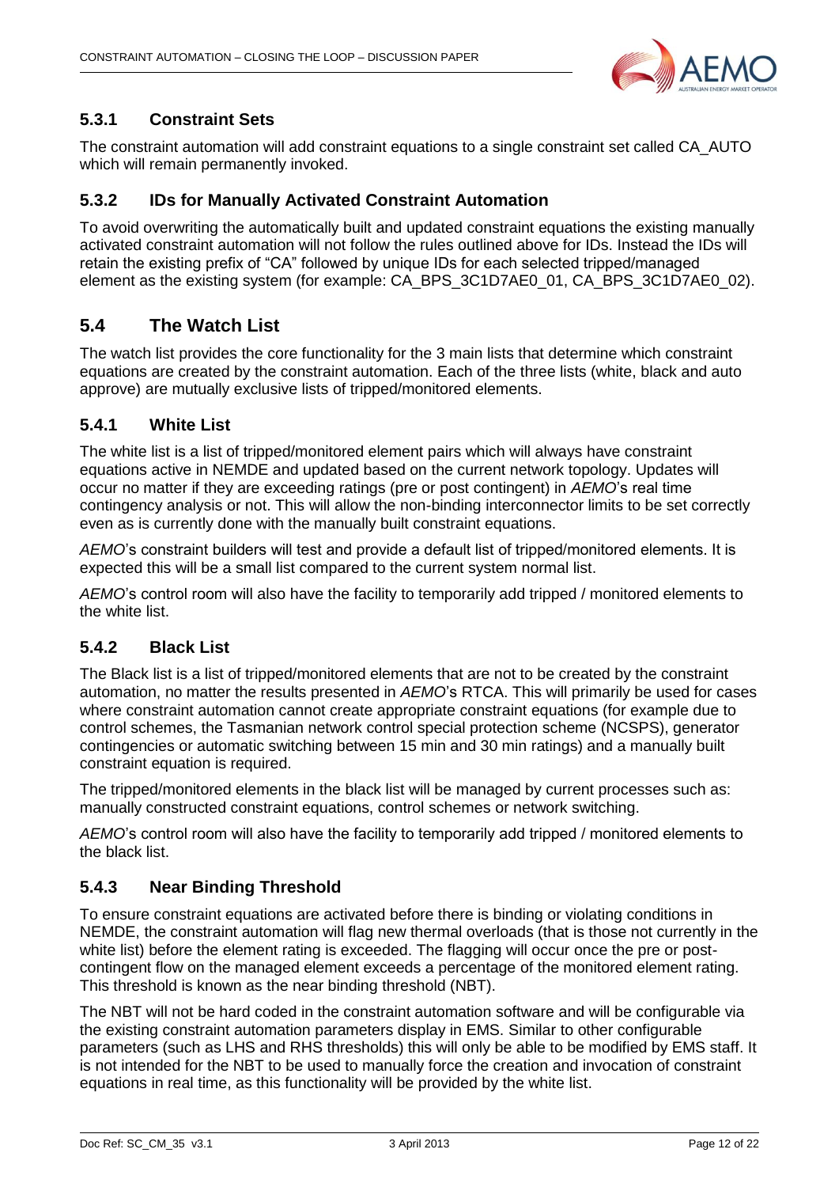### 5.3.1 Constraint Sets

The constraint automation will add constraint equations to a single constraint set called CA_AUTO which will remain permanently invoked.

### 5.3.2 IDs for Manually Activated Constraint Automation

To avoid overwriting the automatically built and updated constraint equations the existing manually activated constraint automation will not follow the rules outlined above for IDs. Instead the IDs will retain the existing prefix of "CA" followed by unique IDs for each selected tripped/managed element as the existing system (for example: CA_BPS_3C1D7AE0_01, CA_BPS_3C1D7AE0_02).

## 5.4 The Watch List

The watch list provides the core functionality for the 3 main lists that determine which constraint equations are created by the constraint automation. Each of the three lists (white, black and auto approve) are mutually exclusive lists of tripped/monitored elements.

### 5.4.1 White List

The white list is a list of tripped/monitored element pairs which will always have constraint equations active in NEMDE and updated based on the current network topology. Updates will occur no matter if they are exceeding ratings (pre or post contingent) in *AEMO*'s real time contingency analysis or not. This will allow the non-binding interconnector limits to be set correctly even as is currently done with the manually built constraint equations.

*AEMO*'s constraint builders will test and provide a default list of tripped/monitored elements. It is expected this will be a small list compared to the current system normal list.

*AEMO*'s control room will also have the facility to temporarily add tripped / monitored elements to the white list.

### 5.4.2 Black List

The Black list is a list of tripped/monitored elements that are not to be created by the constraint automation, no matter the results presented in *AEMO*'s RTCA. This will primarily be used for cases where constraint automation cannot create appropriate constraint equations (for example due to control schemes, the Tasmanian network control special protection scheme (NCSPS), generator contingencies or automatic switching between 15 min and 30 min ratings) and a manually built constraint equation is required.

The tripped/monitored elements in the black list will be managed by current processes such as: manually constructed constraint equations, control schemes or network switching.

*AEMO*'s control room will also have the facility to temporarily add tripped / monitored elements to the black list.

### 5.4.3 Near Binding Threshold

To ensure constraint equations are activated before there is binding or violating conditions in NEMDE, the constraint automation will flag new thermal overloads (that is those not currently in the white list) before the element rating is exceeded. The flagging will occur once the pre or post-contingent flow on the managed element exceeds a percentage of the monitored element rating. This threshold is known as the near binding threshold (NBT).

The NBT will not be hard coded in the constraint automation software and will be configurable via the existing constraint automation parameters display in EMS. Similar to other configurable parameters (such as LHS and RHS thresholds) this will only be able to be modified by EMS staff. It is not intended for the NBT to be used to manually force the creation and invocation of constraint equations in real time, as this functionality will be provided by the white list.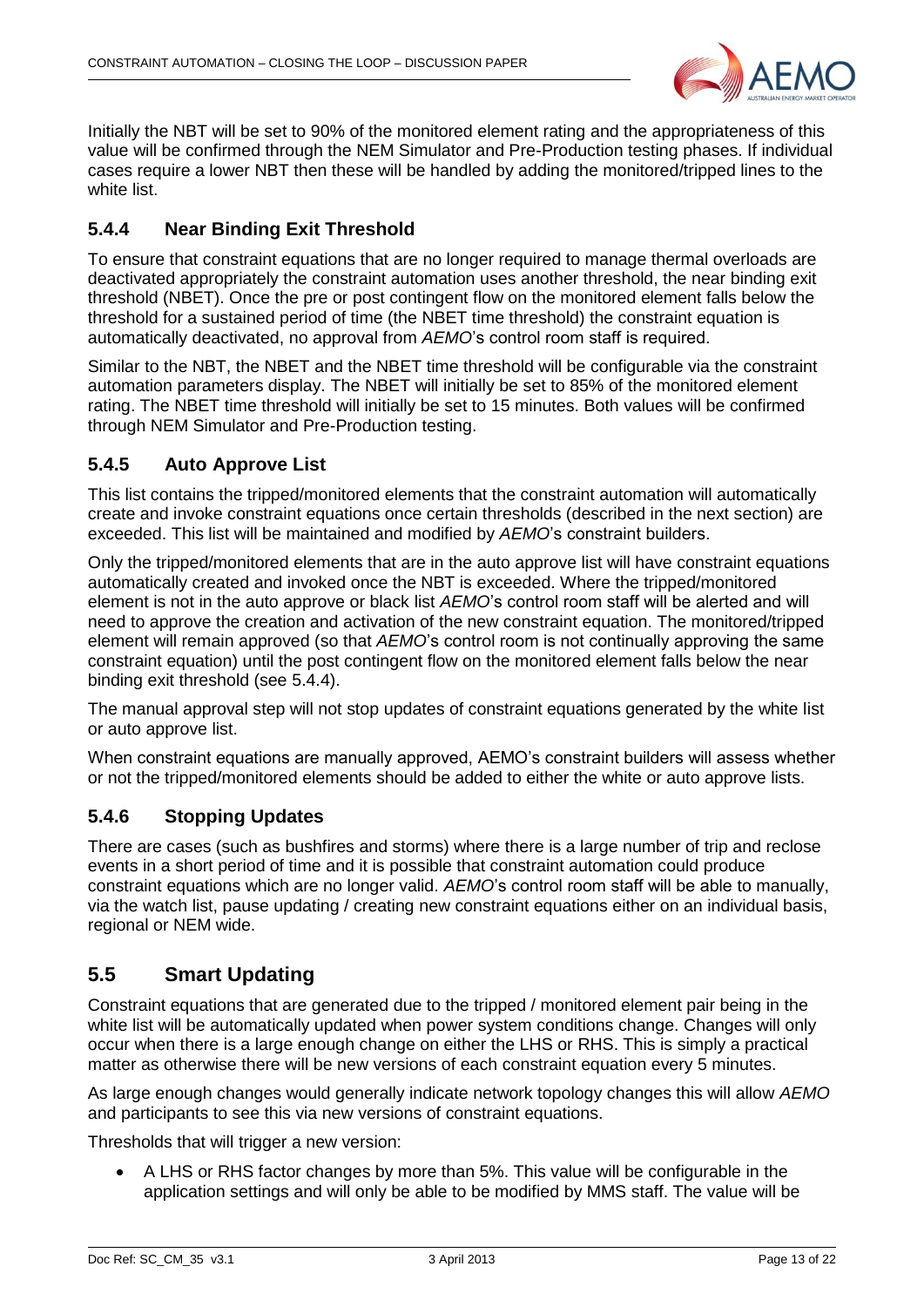Initially the NBT will be set to 90% of the monitored element rating and the appropriateness of this value will be confirmed through the NEM Simulator and Pre-Production testing phases. If individual cases require a lower NBT then these will be handled by adding the monitored/tripped lines to the white list.

### 5.4.4 Near Binding Exit Threshold

To ensure that constraint equations that are no longer required to manage thermal overloads are deactivated appropriately the constraint automation uses another threshold, the near binding exit threshold (NBET). Once the pre or post contingent flow on the monitored element falls below the threshold for a sustained period of time (the NBET time threshold) the constraint equation is automatically deactivated, no approval from *AEMO*'s control room staff is required.

Similar to the NBT, the NBET and the NBET time threshold will be configurable via the constraint automation parameters display. The NBET will initially be set to 85% of the monitored element rating. The NBET time threshold will initially be set to 15 minutes. Both values will be confirmed through NEM Simulator and Pre-Production testing.

### 5.4.5 Auto Approve List

This list contains the tripped/monitored elements that the constraint automation will automatically create and invoke constraint equations once certain thresholds (described in the next section) are exceeded. This list will be maintained and modified by *AEMO*'s constraint builders.

Only the tripped/monitored elements that are in the auto approve list will have constraint equations automatically created and invoked once the NBT is exceeded. Where the tripped/monitored element is not in the auto approve or black list *AEMO*'s control room staff will be alerted and will need to approve the creation and activation of the new constraint equation. The monitored/tripped element will remain approved (so that *AEMO*'s control room is not continually approving the same constraint equation) until the post contingent flow on the monitored element falls below the near binding exit threshold (see 5.4.4).

The manual approval step will not stop updates of constraint equations generated by the white list or auto approve list.

When constraint equations are manually approved, AEMO's constraint builders will assess whether or not the tripped/monitored elements should be added to either the white or auto approve lists.

### 5.4.6 Stopping Updates

There are cases (such as bushfires and storms) where there is a large number of trip and reclose events in a short period of time and it is possible that constraint automation could produce constraint equations which are no longer valid. *AEMO*'s control room staff will be able to manually, via the watch list, pause updating / creating new constraint equations either on an individual basis, regional or NEM wide.

## 5.5 Smart Updating

Constraint equations that are generated due to the tripped / monitored element pair being in the white list will be automatically updated when power system conditions change. Changes will only occur when there is a large enough change on either the LHS or RHS. This is simply a practical matter as otherwise there will be new versions of each constraint equation every 5 minutes.

As large enough changes would generally indicate network topology changes this will allow *AEMO* and participants to see this via new versions of constraint equations.

Thresholds that will trigger a new version:

- A LHS or RHS factor changes by more than 5%. This value will be configurable in the application settings and will only be able to be modified by MMS staff. The value will be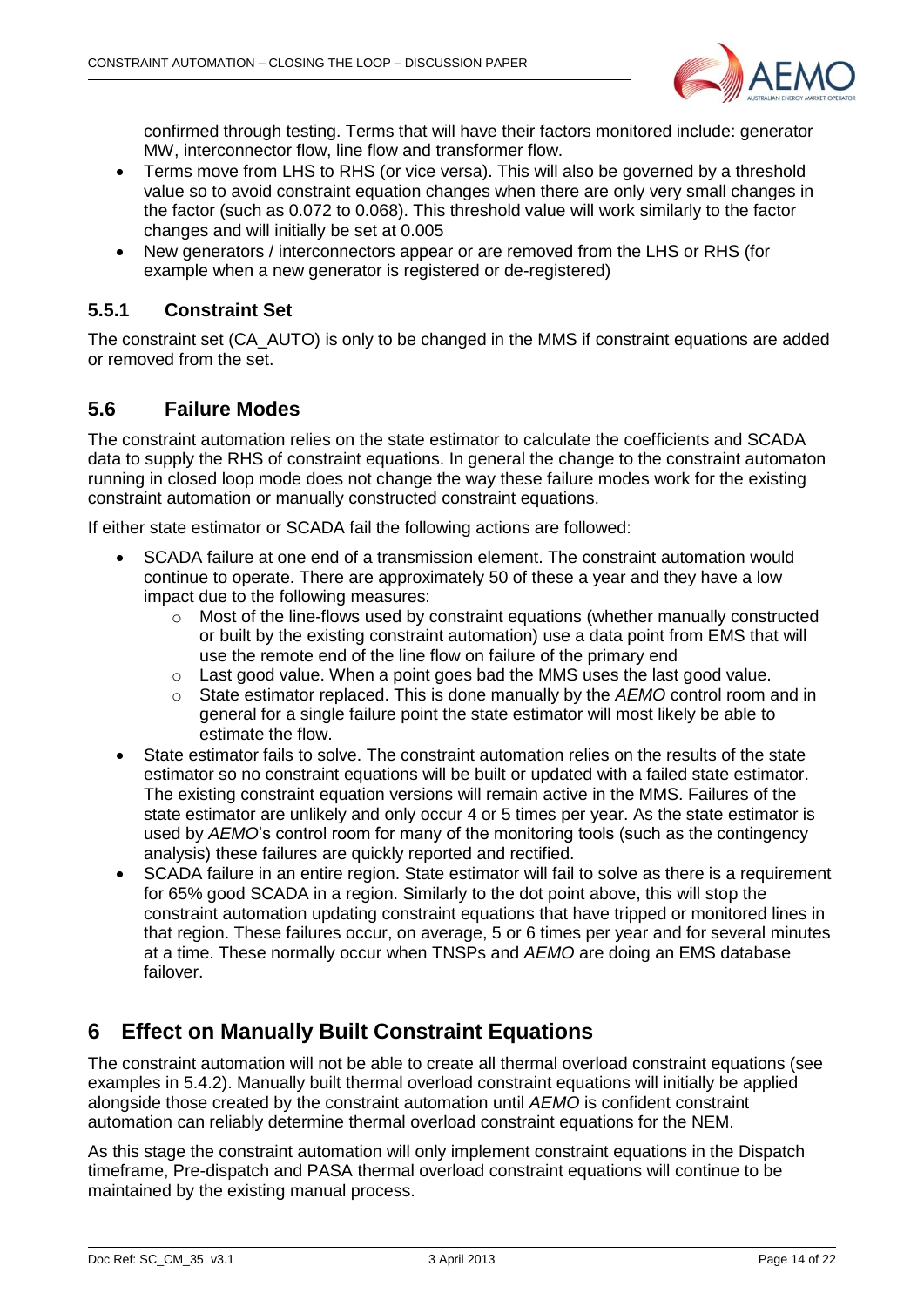confirmed through testing. Terms that will have their factors monitored include: generator MW, interconnector flow, line flow and transformer flow.

- Terms move from LHS to RHS (or vice versa). This will also be governed by a threshold value so to avoid constraint equation changes when there are only very small changes in the factor (such as 0.072 to 0.068). This threshold value will work similarly to the factor changes and will initially be set at 0.005
- New generators / interconnectors appear or are removed from the LHS or RHS (for example when a new generator is registered or de-registered)

### 5.5.1 Constraint Set

The constraint set (CA_AUTO) is only to be changed in the MMS if constraint equations are added or removed from the set.

## 5.6 Failure Modes

The constraint automation relies on the state estimator to calculate the coefficients and SCADA data to supply the RHS of constraint equations. In general the change to the constraint automaton running in closed loop mode does not change the way these failure modes work for the existing constraint automation or manually constructed constraint equations.

If either state estimator or SCADA fail the following actions are followed:

- SCADA failure at one end of a transmission element. The constraint automation would continue to operate. There are approximately 50 of these a year and they have a low impact due to the following measures:
  - Most of the line-flows used by constraint equations (whether manually constructed or built by the existing constraint automation) use a data point from EMS that will use the remote end of the line flow on failure of the primary end
  - Last good value. When a point goes bad the MMS uses the last good value.
  - State estimator replaced. This is done manually by the *AEMO* control room and in general for a single failure point the state estimator will most likely be able to estimate the flow.
- State estimator fails to solve. The constraint automation relies on the results of the state estimator so no constraint equations will be built or updated with a failed state estimator. The existing constraint equation versions will remain active in the MMS. Failures of the state estimator are unlikely and only occur 4 or 5 times per year. As the state estimator is used by *AEMO*'s control room for many of the monitoring tools (such as the contingency analysis) these failures are quickly reported and rectified.
- SCADA failure in an entire region. State estimator will fail to solve as there is a requirement for 65% good SCADA in a region. Similarly to the dot point above, this will stop the constraint automation updating constraint equations that have tripped or monitored lines in that region. These failures occur, on average, 5 or 6 times per year and for several minutes at a time. These normally occur when TNSPs and *AEMO* are doing an EMS database failover.

# 6 Effect on Manually Built Constraint Equations

The constraint automation will not be able to create all thermal overload constraint equations (see examples in 5.4.2). Manually built thermal overload constraint equations will initially be applied alongside those created by the constraint automation until *AEMO* is confident constraint automation can reliably determine thermal overload constraint equations for the NEM.

As this stage the constraint automation will only implement constraint equations in the Dispatch timeframe, Pre-dispatch and PASA thermal overload constraint equations will continue to be maintained by the existing manual process.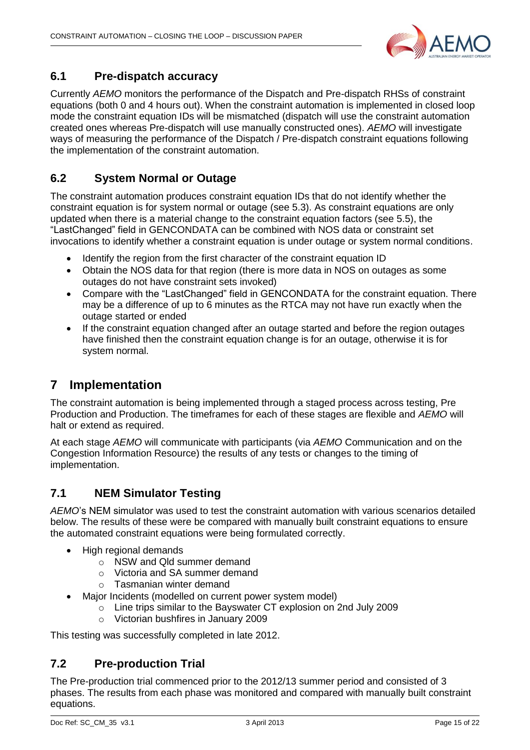## 6.1 Pre-dispatch accuracy

Currently *AEMO* monitors the performance of the Dispatch and Pre-dispatch RHSs of constraint equations (both 0 and 4 hours out). When the constraint automation is implemented in closed loop mode the constraint equation IDs will be mismatched (dispatch will use the constraint automation created ones whereas Pre-dispatch will use manually constructed ones). *AEMO* will investigate ways of measuring the performance of the Dispatch / Pre-dispatch constraint equations following the implementation of the constraint automation.

## 6.2 System Normal or Outage

The constraint automation produces constraint equation IDs that do not identify whether the constraint equation is for system normal or outage (see 5.3). As constraint equations are only updated when there is a material change to the constraint equation factors (see 5.5), the "LastChanged" field in GENCONDATA can be combined with NOS data or constraint set invocations to identify whether a constraint equation is under outage or system normal conditions.

- Identify the region from the first character of the constraint equation ID
- Obtain the NOS data for that region (there is more data in NOS on outages as some outages do not have constraint sets invoked)
- Compare with the "LastChanged" field in GENCONDATA for the constraint equation. There may be a difference of up to 6 minutes as the RTCA may not have run exactly when the outage started or ended
- If the constraint equation changed after an outage started and before the region outages have finished then the constraint equation change is for an outage, otherwise it is for system normal.

# 7 Implementation

The constraint automation is being implemented through a staged process across testing, Pre Production and Production. The timeframes for each of these stages are flexible and *AEMO* will halt or extend as required.

At each stage *AEMO* will communicate with participants (via *AEMO* Communication and on the Congestion Information Resource) the results of any tests or changes to the timing of implementation.

## 7.1 NEM Simulator Testing

*AEMO*'s NEM simulator was used to test the constraint automation with various scenarios detailed below. The results of these were be compared with manually built constraint equations to ensure the automated constraint equations were being formulated correctly.

- High regional demands
  - NSW and Qld summer demand
  - Victoria and SA summer demand
  - Tasmanian winter demand
- Major Incidents (modelled on current power system model)
  - Line trips similar to the Bayswater CT explosion on 2nd July 2009
  - Victorian bushfires in January 2009

This testing was successfully completed in late 2012.

## 7.2 Pre-production Trial

The Pre-production trial commenced prior to the 2012/13 summer period and consisted of 3 phases. The results from each phase was monitored and compared with manually built constraint equations.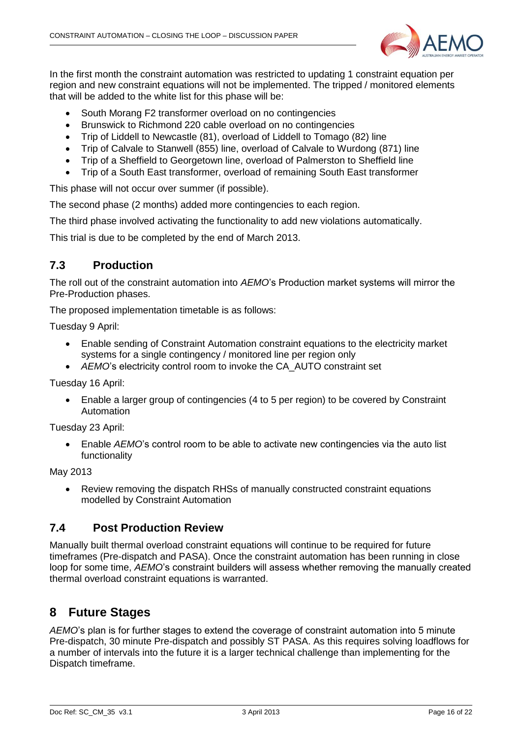In the first month the constraint automation was restricted to updating 1 constraint equation per region and new constraint equations will not be implemented. The tripped / monitored elements that will be added to the white list for this phase will be:

- South Morang F2 transformer overload on no contingencies
- Brunswick to Richmond 220 cable overload on no contingencies
- Trip of Liddell to Newcastle (81), overload of Liddell to Tomago (82) line
- Trip of Calvale to Stanwell (855) line, overload of Calvale to Wurdong (871) line
- Trip of a Sheffield to Georgetown line, overload of Palmerston to Sheffield line
- Trip of a South East transformer, overload of remaining South East transformer

This phase will not occur over summer (if possible).

The second phase (2 months) added more contingencies to each region.

The third phase involved activating the functionality to add new violations automatically.

This trial is due to be completed by the end of March 2013.

## 7.3 Production

The roll out of the constraint automation into *AEMO*'s Production market systems will mirror the Pre-Production phases.

The proposed implementation timetable is as follows:

Tuesday 9 April:

- Enable sending of Constraint Automation constraint equations to the electricity market systems for a single contingency / monitored line per region only
- *AEMO*'s electricity control room to invoke the CA_AUTO constraint set

Tuesday 16 April:

- Enable a larger group of contingencies (4 to 5 per region) to be covered by Constraint Automation

Tuesday 23 April:

- Enable *AEMO*'s control room to be able to activate new contingencies via the auto list functionality

May 2013

- Review removing the dispatch RHSs of manually constructed constraint equations modelled by Constraint Automation

## 7.4 Post Production Review

Manually built thermal overload constraint equations will continue to be required for future timeframes (Pre-dispatch and PASA). Once the constraint automation has been running in close loop for some time, *AEMO*'s constraint builders will assess whether removing the manually created thermal overload constraint equations is warranted.

# 8 Future Stages

*AEMO*'s plan is for further stages to extend the coverage of constraint automation into 5 minute Pre-dispatch, 30 minute Pre-dispatch and possibly ST PASA. As this requires solving loadflows for a number of intervals into the future it is a larger technical challenge than implementing for the Dispatch timeframe.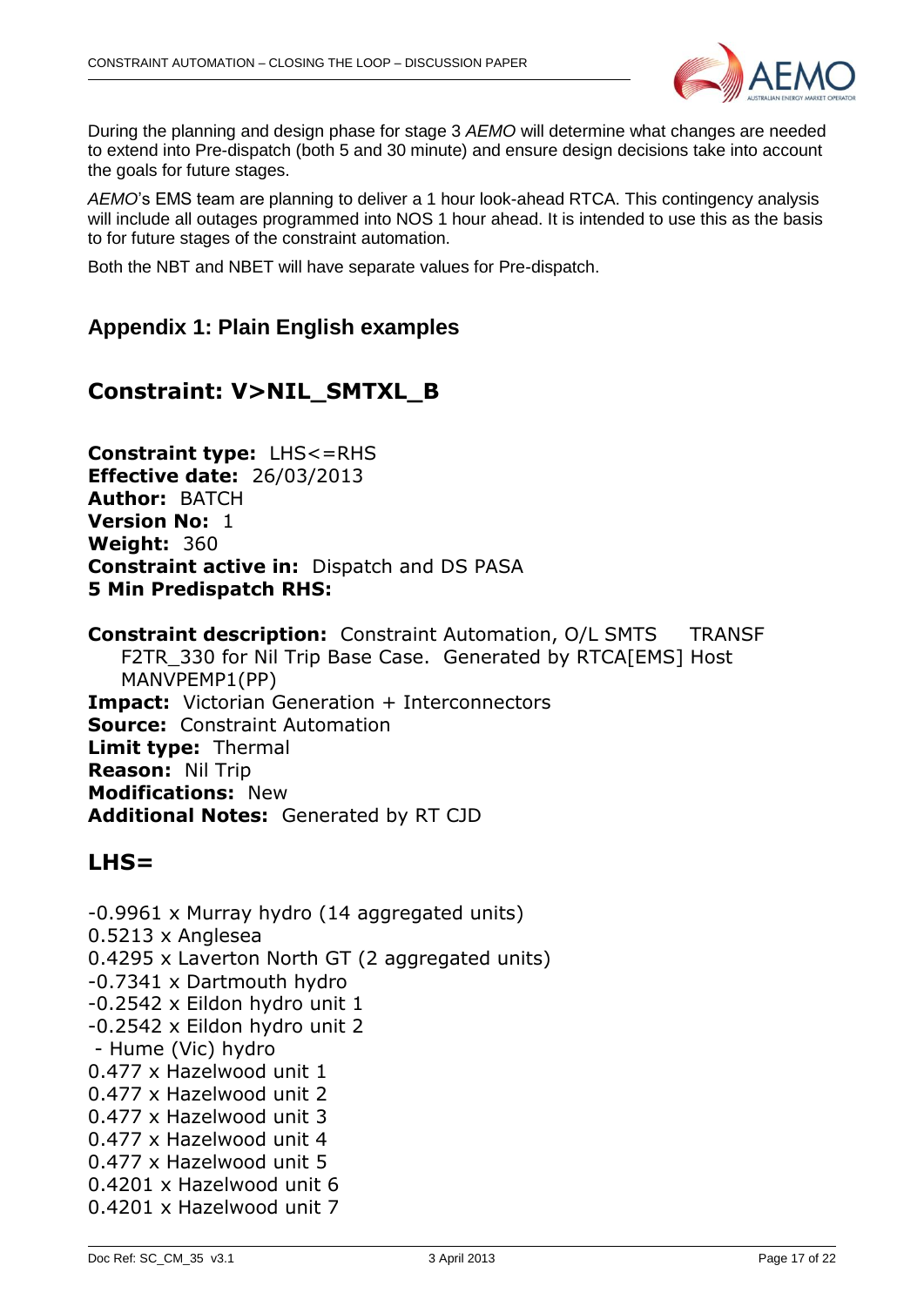During the planning and design phase for stage 3 *AEMO* will determine what changes are needed to extend into Pre-dispatch (both 5 and 30 minute) and ensure design decisions take into account the goals for future stages.

*AEMO*'s EMS team are planning to deliver a 1 hour look-ahead RTCA. This contingency analysis will include all outages programmed into NOS 1 hour ahead. It is intended to use this as the basis to for future stages of the constraint automation.

Both the NBT and NBET will have separate values for Pre-dispatch.

## Appendix 1: Plain English examples

## Constraint: V>NIL_SMTXL_B

**Constraint type:** LHS<=RHS
**Effective date:** 26/03/2013
**Author:** BATCH
**Version No:** 1
**Weight:** 360
**Constraint active in:** Dispatch and DS PASA
**5 Min Predispatch RHS:**

**Constraint description:** Constraint Automation, O/L SMTS TRANSF F2TR_330 for Nil Trip Base Case. Generated by RTCA[EMS] Host MANVPEMP1(PP)
**Impact:** Victorian Generation + Interconnectors
**Source:** Constraint Automation
**Limit type:** Thermal
**Reason:** Nil Trip
**Modifications:** New
**Additional Notes:** Generated by RT CJD

## LHS=

-0.9961 x Murray hydro (14 aggregated units)
0.5213 x Anglesea
0.4295 x Laverton North GT (2 aggregated units)
-0.7341 x Dartmouth hydro
-0.2542 x Eildon hydro unit 1
-0.2542 x Eildon hydro unit 2
 - Hume (Vic) hydro
0.477 x Hazelwood unit 1
0.477 x Hazelwood unit 2
0.477 x Hazelwood unit 3
0.477 x Hazelwood unit 4
0.477 x Hazelwood unit 5
0.4201 x Hazelwood unit 6
0.4201 x Hazelwood unit 7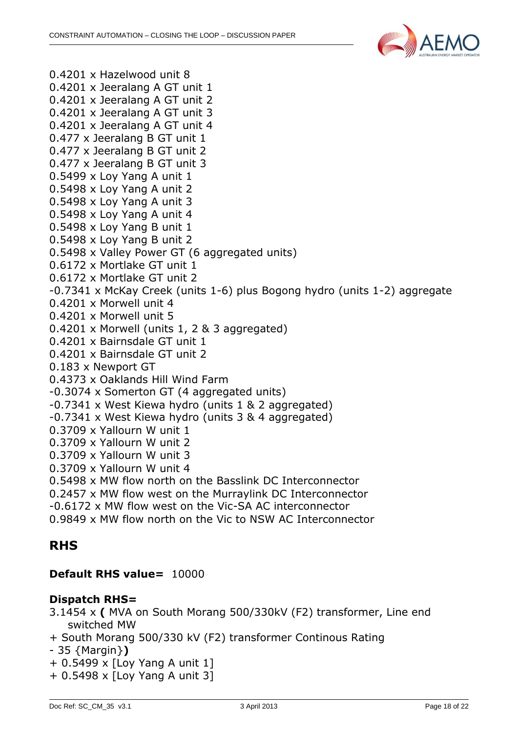0.4201 x Hazelwood unit 8
0.4201 x Jeeralang A GT unit 1
0.4201 x Jeeralang A GT unit 2
0.4201 x Jeeralang A GT unit 3
0.4201 x Jeeralang A GT unit 4
0.477 x Jeeralang B GT unit 1
0.477 x Jeeralang B GT unit 2
0.477 x Jeeralang B GT unit 3
0.5499 x Loy Yang A unit 1
0.5498 x Loy Yang A unit 2
0.5498 x Loy Yang A unit 3
0.5498 x Loy Yang A unit 4
0.5498 x Loy Yang B unit 1
0.5498 x Loy Yang B unit 2
0.5498 x Valley Power GT (6 aggregated units)
0.6172 x Mortlake GT unit 1
0.6172 x Mortlake GT unit 2
-0.7341 x McKay Creek (units 1-6) plus Bogong hydro (units 1-2) aggregate
0.4201 x Morwell unit 4
0.4201 x Morwell unit 5
0.4201 x Morwell (units 1, 2 & 3 aggregated)
0.4201 x Bairnsdale GT unit 1
0.4201 x Bairnsdale GT unit 2
0.183 x Newport GT
0.4373 x Oaklands Hill Wind Farm
-0.3074 x Somerton GT (4 aggregated units)
-0.7341 x West Kiewa hydro (units 1 & 2 aggregated)
-0.7341 x West Kiewa hydro (units 3 & 4 aggregated)
0.3709 x Yallourn W unit 1
0.3709 x Yallourn W unit 2
0.3709 x Yallourn W unit 3
0.3709 x Yallourn W unit 4
0.5498 x MW flow north on the Basslink DC Interconnector
0.2457 x MW flow west on the Murraylink DC Interconnector
-0.6172 x MW flow west on the Vic-SA AC interconnector
0.9849 x MW flow north on the Vic to NSW AC Interconnector

## RHS

**Default RHS value=** 10000

**Dispatch RHS=**

3.1454 x **(** MVA on South Morang 500/330kV (F2) transformer, Line end switched MW
+ South Morang 500/330 kV (F2) transformer Continous Rating
- 35 {Margin}**)**
+ 0.5499 x [Loy Yang A unit 1]
+ 0.5498 x [Loy Yang A unit 3]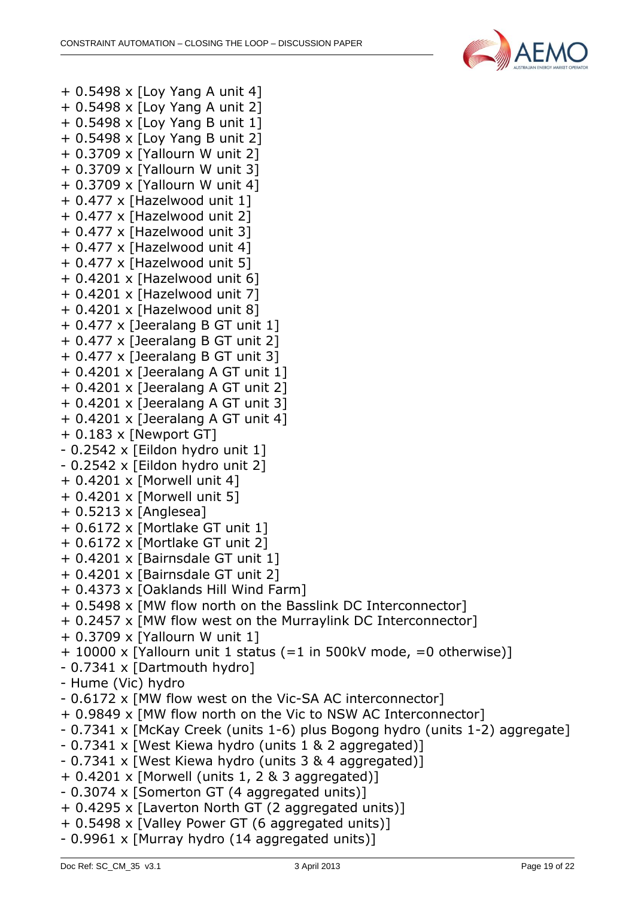+ 0.5498 x [Loy Yang A unit 4]
+ 0.5498 x [Loy Yang A unit 2]
+ 0.5498 x [Loy Yang B unit 1]
+ 0.5498 x [Loy Yang B unit 2]
+ 0.3709 x [Yallourn W unit 2]
+ 0.3709 x [Yallourn W unit 3]
+ 0.3709 x [Yallourn W unit 4]
+ 0.477 x [Hazelwood unit 1]
+ 0.477 x [Hazelwood unit 2]
+ 0.477 x [Hazelwood unit 3]
+ 0.477 x [Hazelwood unit 4]
+ 0.477 x [Hazelwood unit 5]
+ 0.4201 x [Hazelwood unit 6]
+ 0.4201 x [Hazelwood unit 7]
+ 0.4201 x [Hazelwood unit 8]
+ 0.477 x [Jeeralang B GT unit 1]
+ 0.477 x [Jeeralang B GT unit 2]
+ 0.477 x [Jeeralang B GT unit 3]
+ 0.4201 x [Jeeralang A GT unit 1]
+ 0.4201 x [Jeeralang A GT unit 2]
+ 0.4201 x [Jeeralang A GT unit 3]
+ 0.4201 x [Jeeralang A GT unit 4]
+ 0.183 x [Newport GT]
- 0.2542 x [Eildon hydro unit 1]
- 0.2542 x [Eildon hydro unit 2]
+ 0.4201 x [Morwell unit 4]
+ 0.4201 x [Morwell unit 5]
+ 0.5213 x [Anglesea]
+ 0.6172 x [Mortlake GT unit 1]
+ 0.6172 x [Mortlake GT unit 2]
+ 0.4201 x [Bairnsdale GT unit 1]
+ 0.4201 x [Bairnsdale GT unit 2]
+ 0.4373 x [Oaklands Hill Wind Farm]
+ 0.5498 x [MW flow north on the Basslink DC Interconnector]
+ 0.2457 x [MW flow west on the Murraylink DC Interconnector]
+ 0.3709 x [Yallourn W unit 1]
+ 10000 x [Yallourn unit 1 status (=1 in 500kV mode, =0 otherwise)]
- 0.7341 x [Dartmouth hydro]
- Hume (Vic) hydro
- 0.6172 x [MW flow west on the Vic-SA AC interconnector]
+ 0.9849 x [MW flow north on the Vic to NSW AC Interconnector]
- 0.7341 x [McKay Creek (units 1-6) plus Bogong hydro (units 1-2) aggregate]
- 0.7341 x [West Kiewa hydro (units 1 & 2 aggregated)]
- 0.7341 x [West Kiewa hydro (units 3 & 4 aggregated)]
+ 0.4201 x [Morwell (units 1, 2 & 3 aggregated)]
- 0.3074 x [Somerton GT (4 aggregated units)]
+ 0.4295 x [Laverton North GT (2 aggregated units)]
+ 0.5498 x [Valley Power GT (6 aggregated units)]
- 0.9961 x [Murray hydro (14 aggregated units)]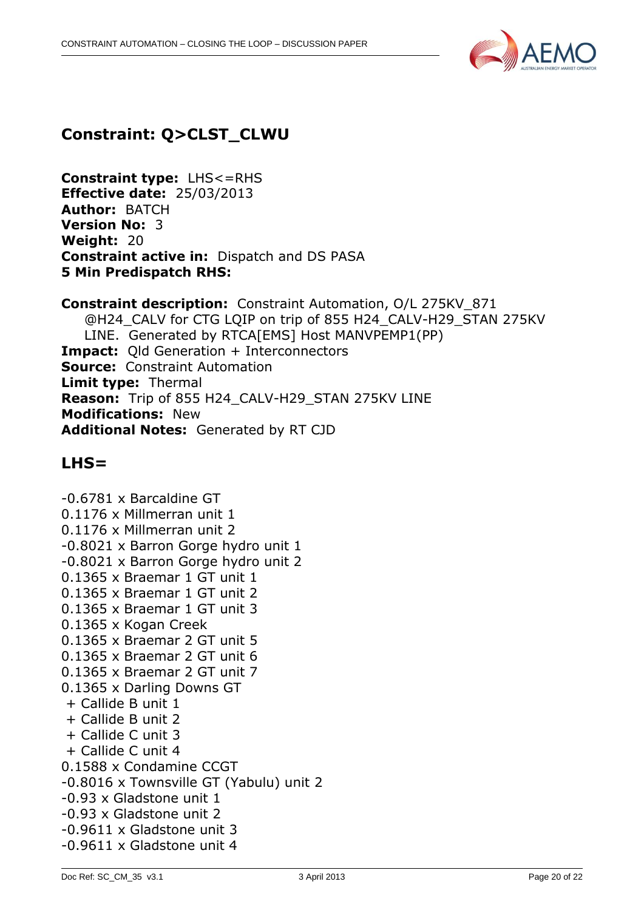## Constraint: Q>CLST_CLWU

**Constraint type:** LHS<=RHS
**Effective date:** 25/03/2013
**Author:** BATCH
**Version No:** 3
**Weight:** 20
**Constraint active in:** Dispatch and DS PASA
**5 Min Predispatch RHS:**

**Constraint description:** Constraint Automation, O/L 275KV_871 @H24_CALV for CTG LQIP on trip of 855 H24_CALV-H29_STAN 275KV LINE. Generated by RTCA[EMS] Host MANVPEMP1(PP)
**Impact:** Qld Generation + Interconnectors
**Source:** Constraint Automation
**Limit type:** Thermal
**Reason:** Trip of 855 H24_CALV-H29_STAN 275KV LINE
**Modifications:** New
**Additional Notes:** Generated by RT CJD

## LHS=

-0.6781 x Barcaldine GT
0.1176 x Millmerran unit 1
0.1176 x Millmerran unit 2
-0.8021 x Barron Gorge hydro unit 1
-0.8021 x Barron Gorge hydro unit 2
0.1365 x Braemar 1 GT unit 1
0.1365 x Braemar 1 GT unit 2
0.1365 x Braemar 1 GT unit 3
0.1365 x Kogan Creek
0.1365 x Braemar 2 GT unit 5
0.1365 x Braemar 2 GT unit 6
0.1365 x Braemar 2 GT unit 7
0.1365 x Darling Downs GT
 + Callide B unit 1
 + Callide B unit 2
 + Callide C unit 3
 + Callide C unit 4
0.1588 x Condamine CCGT
-0.8016 x Townsville GT (Yabulu) unit 2
-0.93 x Gladstone unit 1
-0.93 x Gladstone unit 2
-0.9611 x Gladstone unit 3
-0.9611 x Gladstone unit 4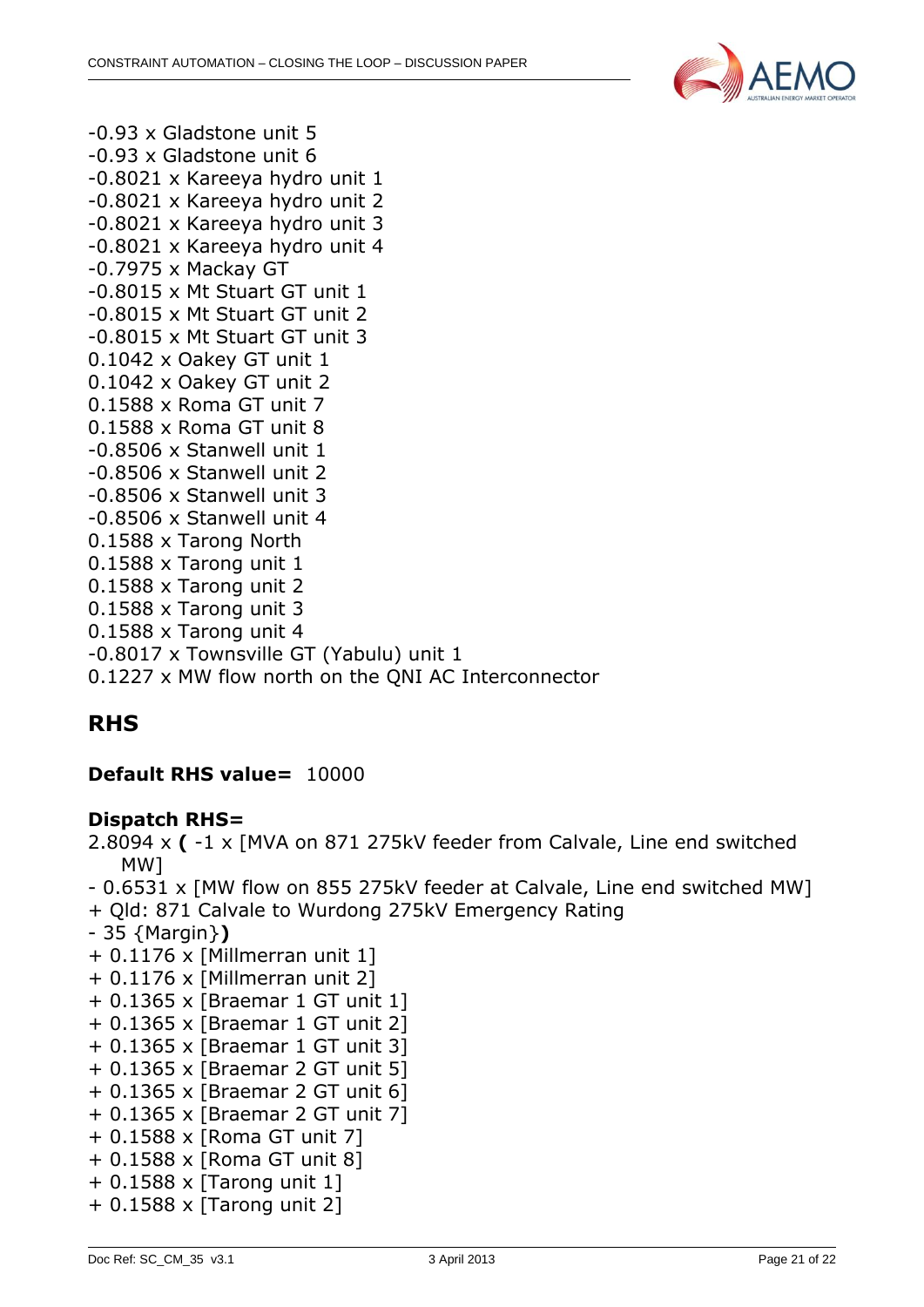-0.93 x Gladstone unit 5
-0.93 x Gladstone unit 6
-0.8021 x Kareeya hydro unit 1
-0.8021 x Kareeya hydro unit 2
-0.8021 x Kareeya hydro unit 3
-0.8021 x Kareeya hydro unit 4
-0.7975 x Mackay GT
-0.8015 x Mt Stuart GT unit 1
-0.8015 x Mt Stuart GT unit 2
-0.8015 x Mt Stuart GT unit 3
0.1042 x Oakey GT unit 1
0.1042 x Oakey GT unit 2
0.1588 x Roma GT unit 7
0.1588 x Roma GT unit 8
-0.8506 x Stanwell unit 1
-0.8506 x Stanwell unit 2
-0.8506 x Stanwell unit 3
-0.8506 x Stanwell unit 4
0.1588 x Tarong North
0.1588 x Tarong unit 1
0.1588 x Tarong unit 2
0.1588 x Tarong unit 3
0.1588 x Tarong unit 4
-0.8017 x Townsville GT (Yabulu) unit 1
0.1227 x MW flow north on the QNI AC Interconnector

## RHS

**Default RHS value=** 10000

**Dispatch RHS=**
2.8094 x **(** -1 x [MVA on 871 275kV feeder from Calvale, Line end switched MW]
- 0.6531 x [MW flow on 855 275kV feeder at Calvale, Line end switched MW]
+ Qld: 871 Calvale to Wurdong 275kV Emergency Rating
- 35 {Margin}**)**
+ 0.1176 x [Millmerran unit 1]
+ 0.1176 x [Millmerran unit 2]
+ 0.1365 x [Braemar 1 GT unit 1]
+ 0.1365 x [Braemar 1 GT unit 2]
+ 0.1365 x [Braemar 1 GT unit 3]
+ 0.1365 x [Braemar 2 GT unit 5]
+ 0.1365 x [Braemar 2 GT unit 6]
+ 0.1365 x [Braemar 2 GT unit 7]
+ 0.1588 x [Roma GT unit 7]
+ 0.1588 x [Roma GT unit 8]
+ 0.1588 x [Tarong unit 1]
+ 0.1588 x [Tarong unit 2]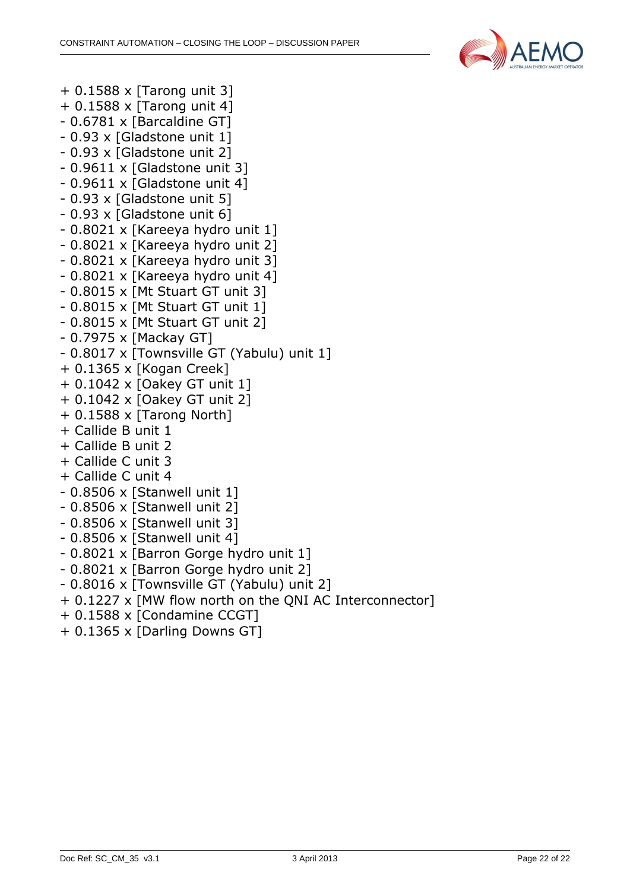+ 0.1588 x [Tarong unit 3]  
+ 0.1588 x [Tarong unit 4]  
- 0.6781 x [Barcaldine GT]  
- 0.93 x [Gladstone unit 1]  
- 0.93 x [Gladstone unit 2]  
- 0.9611 x [Gladstone unit 3]  
- 0.9611 x [Gladstone unit 4]  
- 0.93 x [Gladstone unit 5]  
- 0.93 x [Gladstone unit 6]  
- 0.8021 x [Kareeya hydro unit 1]  
- 0.8021 x [Kareeya hydro unit 2]  
- 0.8021 x [Kareeya hydro unit 3]  
- 0.8021 x [Kareeya hydro unit 4]  
- 0.8015 x [Mt Stuart GT unit 3]  
- 0.8015 x [Mt Stuart GT unit 1]  
- 0.8015 x [Mt Stuart GT unit 2]  
- 0.7975 x [Mackay GT]  
- 0.8017 x [Townsville GT (Yabulu) unit 1]  
+ 0.1365 x [Kogan Creek]  
+ 0.1042 x [Oakey GT unit 1]  
+ 0.1042 x [Oakey GT unit 2]  
+ 0.1588 x [Tarong North]  
+ Callide B unit 1  
+ Callide B unit 2  
+ Callide C unit 3  
+ Callide C unit 4  
- 0.8506 x [Stanwell unit 1]  
- 0.8506 x [Stanwell unit 2]  
- 0.8506 x [Stanwell unit 3]  
- 0.8506 x [Stanwell unit 4]  
- 0.8021 x [Barron Gorge hydro unit 1]  
- 0.8021 x [Barron Gorge hydro unit 2]  
- 0.8016 x [Townsville GT (Yabulu) unit 2]  
+ 0.1227 x [MW flow north on the QNI AC Interconnector]  
+ 0.1588 x [Condamine CCGT]  
+ 0.1365 x [Darling Downs GT]